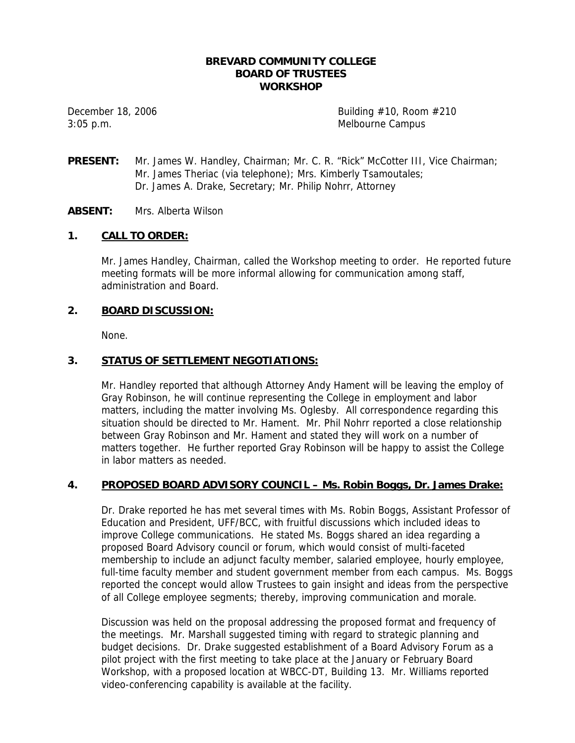**BREVARD COMMUNITY COLLEGE**
**BOARD OF TRUSTEES**
**WORKSHOP**

December 18, 2006 Building #10, Room #210
3:05 p.m. Melbourne Campus

**PRESENT:** Mr. James W. Handley, Chairman; Mr. C. R. "Rick" McCotter III, Vice Chairman; Mr. James Theriac (via telephone); Mrs. Kimberly Tsamoutales; Dr. James A. Drake, Secretary; Mr. Philip Nohrr, Attorney

**ABSENT:** Mrs. Alberta Wilson

## 1. CALL TO ORDER:

Mr. James Handley, Chairman, called the Workshop meeting to order. He reported future meeting formats will be more informal allowing for communication among staff, administration and Board.

## 2. BOARD DISCUSSION:

None.

## 3. STATUS OF SETTLEMENT NEGOTIATIONS:

Mr. Handley reported that although Attorney Andy Hament will be leaving the employ of Gray Robinson, he will continue representing the College in employment and labor matters, including the matter involving Ms. Oglesby. All correspondence regarding this situation should be directed to Mr. Hament. Mr. Phil Nohrr reported a close relationship between Gray Robinson and Mr. Hament and stated they will work on a number of matters together. He further reported Gray Robinson will be happy to assist the College in labor matters as needed.

## 4. PROPOSED BOARD ADVISORY COUNCIL – Ms. Robin Boggs, Dr. James Drake:

Dr. Drake reported he has met several times with Ms. Robin Boggs, Assistant Professor of Education and President, UFF/BCC, with fruitful discussions which included ideas to improve College communications. He stated Ms. Boggs shared an idea regarding a proposed Board Advisory council or forum, which would consist of multi-faceted membership to include an adjunct faculty member, salaried employee, hourly employee, full-time faculty member and student government member from each campus. Ms. Boggs reported the concept would allow Trustees to gain insight and ideas from the perspective of all College employee segments; thereby, improving communication and morale.

Discussion was held on the proposal addressing the proposed format and frequency of the meetings. Mr. Marshall suggested timing with regard to strategic planning and budget decisions. Dr. Drake suggested establishment of a Board Advisory Forum as a pilot project with the first meeting to take place at the January or February Board Workshop, with a proposed location at WBCC-DT, Building 13. Mr. Williams reported video-conferencing capability is available at the facility.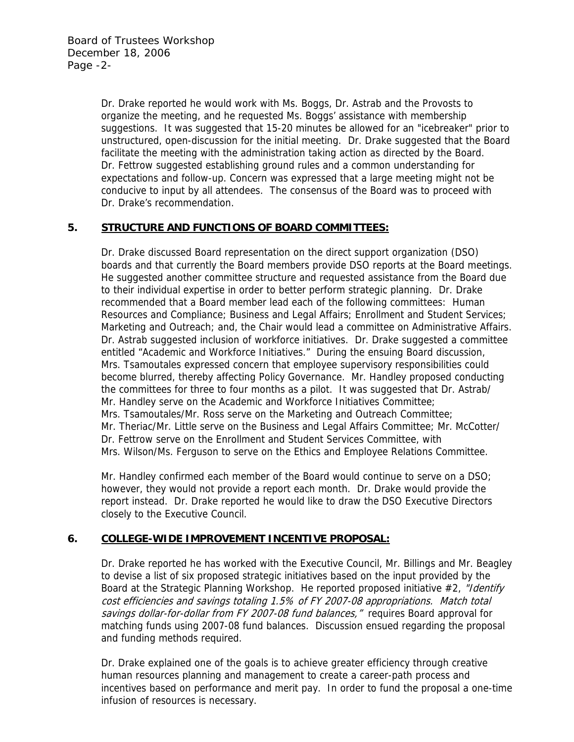Dr. Drake reported he would work with Ms. Boggs, Dr. Astrab and the Provosts to organize the meeting, and he requested Ms. Boggs' assistance with membership suggestions. It was suggested that 15-20 minutes be allowed for an "icebreaker" prior to unstructured, open-discussion for the initial meeting. Dr. Drake suggested that the Board facilitate the meeting with the administration taking action as directed by the Board. Dr. Fettrow suggested establishing ground rules and a common understanding for expectations and follow-up. Concern was expressed that a large meeting might not be conducive to input by all attendees. The consensus of the Board was to proceed with Dr. Drake's recommendation.

## 5. STRUCTURE AND FUNCTIONS OF BOARD COMMITTEES:

Dr. Drake discussed Board representation on the direct support organization (DSO) boards and that currently the Board members provide DSO reports at the Board meetings. He suggested another committee structure and requested assistance from the Board due to their individual expertise in order to better perform strategic planning. Dr. Drake recommended that a Board member lead each of the following committees: Human Resources and Compliance; Business and Legal Affairs; Enrollment and Student Services; Marketing and Outreach; and, the Chair would lead a committee on Administrative Affairs. Dr. Astrab suggested inclusion of workforce initiatives. Dr. Drake suggested a committee entitled "Academic and Workforce Initiatives." During the ensuing Board discussion, Mrs. Tsamoutales expressed concern that employee supervisory responsibilities could become blurred, thereby affecting Policy Governance. Mr. Handley proposed conducting the committees for three to four months as a pilot. It was suggested that Dr. Astrab/ Mr. Handley serve on the Academic and Workforce Initiatives Committee; Mrs. Tsamoutales/Mr. Ross serve on the Marketing and Outreach Committee; Mr. Theriac/Mr. Little serve on the Business and Legal Affairs Committee; Mr. McCotter/ Dr. Fettrow serve on the Enrollment and Student Services Committee, with Mrs. Wilson/Ms. Ferguson to serve on the Ethics and Employee Relations Committee.

Mr. Handley confirmed each member of the Board would continue to serve on a DSO; however, they would not provide a report each month. Dr. Drake would provide the report instead. Dr. Drake reported he would like to draw the DSO Executive Directors closely to the Executive Council.

## 6. COLLEGE-WIDE IMPROVEMENT INCENTIVE PROPOSAL:

Dr. Drake reported he has worked with the Executive Council, Mr. Billings and Mr. Beagley to devise a list of six proposed strategic initiatives based on the input provided by the Board at the Strategic Planning Workshop. He reported proposed initiative #2, *"Identify cost efficiencies and savings totaling 1.5% of FY 2007-08 appropriations. Match total savings dollar-for-dollar from FY 2007-08 fund balances,"* requires Board approval for matching funds using 2007-08 fund balances. Discussion ensued regarding the proposal and funding methods required.

Dr. Drake explained one of the goals is to achieve greater efficiency through creative human resources planning and management to create a career-path process and incentives based on performance and merit pay. In order to fund the proposal a one-time infusion of resources is necessary.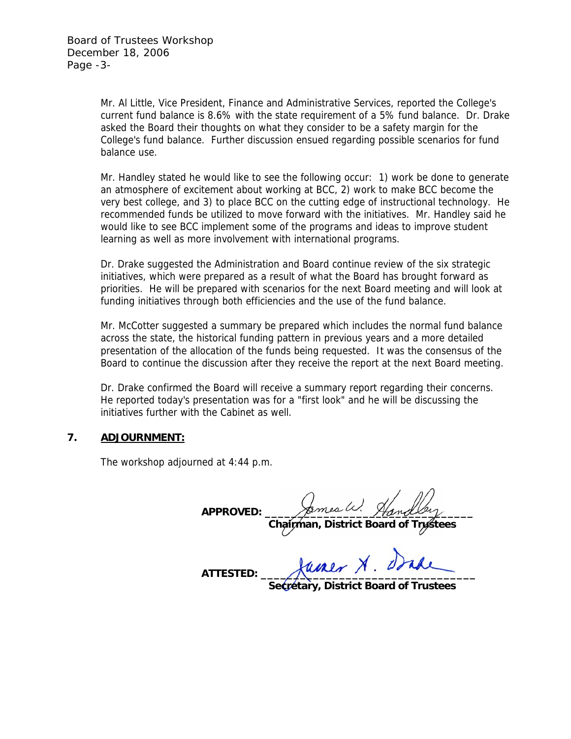Mr. Al Little, Vice President, Finance and Administrative Services, reported the College's current fund balance is 8.6% with the state requirement of a 5% fund balance. Dr. Drake asked the Board their thoughts on what they consider to be a safety margin for the College's fund balance. Further discussion ensued regarding possible scenarios for fund balance use.

Mr. Handley stated he would like to see the following occur: 1) work be done to generate an atmosphere of excitement about working at BCC, 2) work to make BCC become the very best college, and 3) to place BCC on the cutting edge of instructional technology. He recommended funds be utilized to move forward with the initiatives. Mr. Handley said he would like to see BCC implement some of the programs and ideas to improve student learning as well as more involvement with international programs.

Dr. Drake suggested the Administration and Board continue review of the six strategic initiatives, which were prepared as a result of what the Board has brought forward as priorities. He will be prepared with scenarios for the next Board meeting and will look at funding initiatives through both efficiencies and the use of the fund balance.

Mr. McCotter suggested a summary be prepared which includes the normal fund balance across the state, the historical funding pattern in previous years and a more detailed presentation of the allocation of the funds being requested. It was the consensus of the Board to continue the discussion after they receive the report at the next Board meeting.

Dr. Drake confirmed the Board will receive a summary report regarding their concerns. He reported today's presentation was for a "first look" and he will be discussing the initiatives further with the Cabinet as well.

## 7. ADJOURNMENT:

The workshop adjourned at 4:44 p.m.

**APPROVED:** James W. Handley
**Chairman, District Board of Trustees**

**ATTESTED:** James H. Drake
**Secretary, District Board of Trustees**